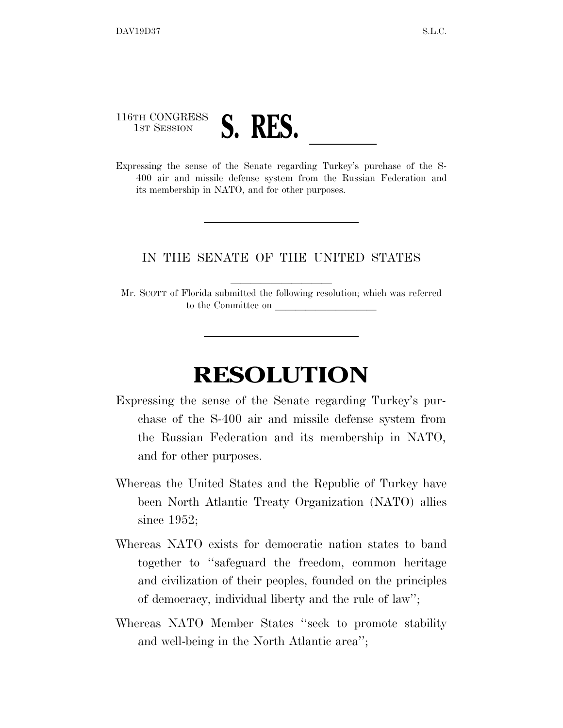116TH CONGRESS
1ST SESSION

# S. RES. \_\_\_\_\_\_

Expressing the sense of the Senate regarding Turkey's purchase of the S-400 air and missile defense system from the Russian Federation and its membership in NATO, and for other purposes.

---

IN THE SENATE OF THE UNITED STATES

Mr. SCOTT of Florida submitted the following resolution; which was referred to the Committee on \_\_\_\_\_\_\_\_\_\_\_\_\_\_\_\_\_\_

---

# RESOLUTION

Expressing the sense of the Senate regarding Turkey's purchase of the S-400 air and missile defense system from the Russian Federation and its membership in NATO, and for other purposes.

Whereas the United States and the Republic of Turkey have been North Atlantic Treaty Organization (NATO) allies since 1952;

Whereas NATO exists for democratic nation states to band together to "safeguard the freedom, common heritage and civilization of their peoples, founded on the principles of democracy, individual liberty and the rule of law";

Whereas NATO Member States "seek to promote stability and well-being in the North Atlantic area";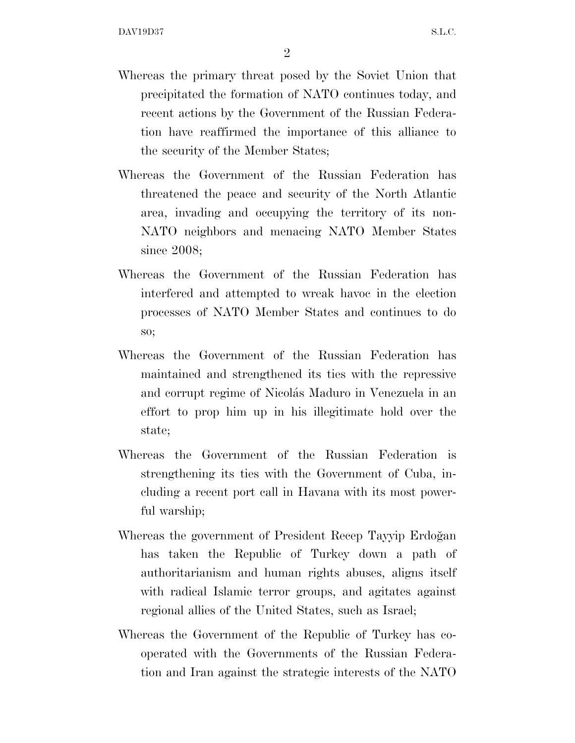Whereas the primary threat posed by the Soviet Union that precipitated the formation of NATO continues today, and recent actions by the Government of the Russian Federation have reaffirmed the importance of this alliance to the security of the Member States;

Whereas the Government of the Russian Federation has threatened the peace and security of the North Atlantic area, invading and occupying the territory of its non-NATO neighbors and menacing NATO Member States since 2008;

Whereas the Government of the Russian Federation has interfered and attempted to wreak havoc in the election processes of NATO Member States and continues to do so;

Whereas the Government of the Russian Federation has maintained and strengthened its ties with the repressive and corrupt regime of Nicolás Maduro in Venezuela in an effort to prop him up in his illegitimate hold over the state;

Whereas the Government of the Russian Federation is strengthening its ties with the Government of Cuba, including a recent port call in Havana with its most powerful warship;

Whereas the government of President Recep Tayyip Erdoğan has taken the Republic of Turkey down a path of authoritarianism and human rights abuses, aligns itself with radical Islamic terror groups, and agitates against regional allies of the United States, such as Israel;

Whereas the Government of the Republic of Turkey has cooperated with the Governments of the Russian Federation and Iran against the strategic interests of the NATO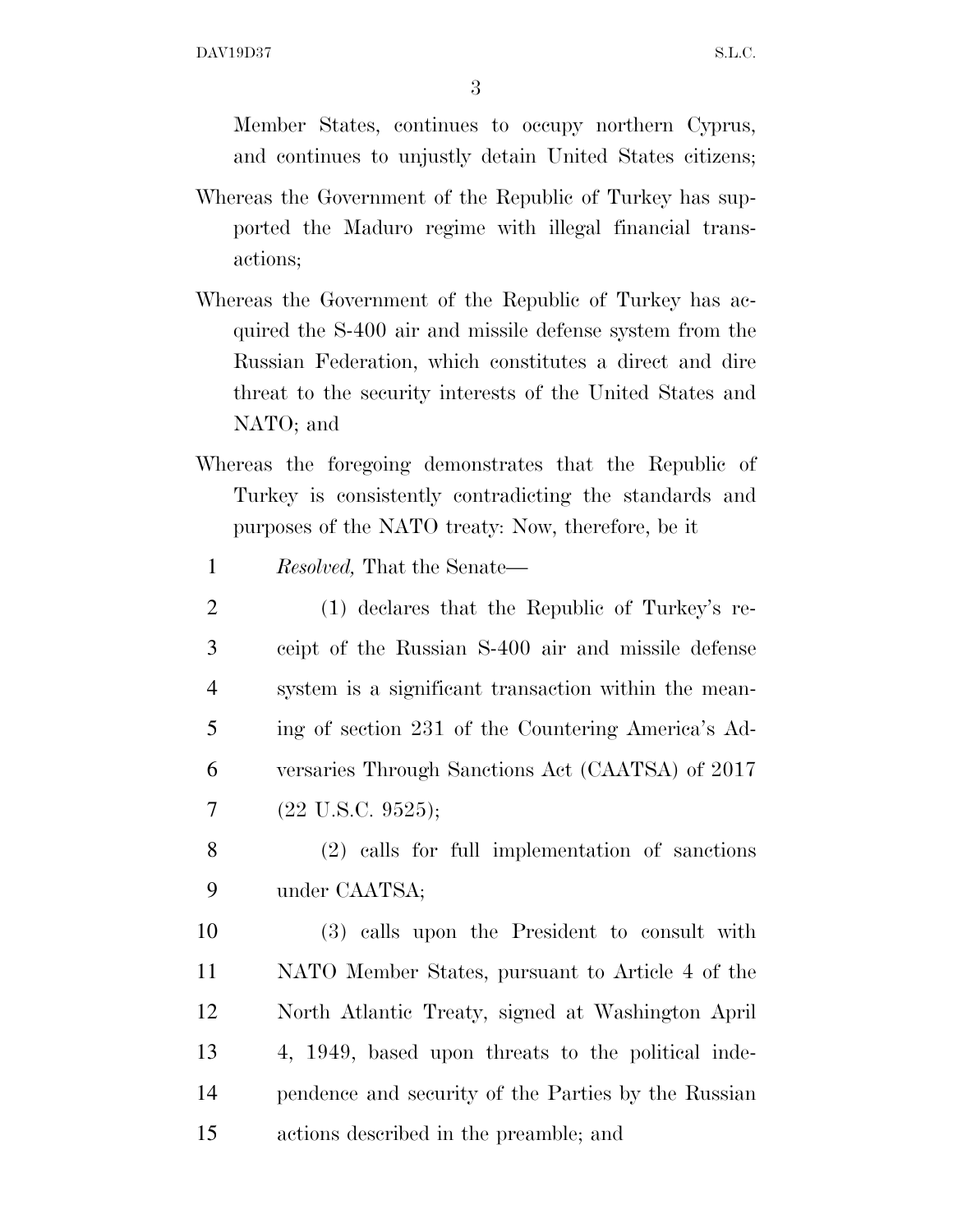Member States, continues to occupy northern Cyprus, and continues to unjustly detain United States citizens;

Whereas the Government of the Republic of Turkey has supported the Maduro regime with illegal financial transactions;

Whereas the Government of the Republic of Turkey has acquired the S-400 air and missile defense system from the Russian Federation, which constitutes a direct and dire threat to the security interests of the United States and NATO; and

Whereas the foregoing demonstrates that the Republic of Turkey is consistently contradicting the standards and purposes of the NATO treaty: Now, therefore, be it

*Resolved,* That the Senate—

(1) declares that the Republic of Turkey's receipt of the Russian S-400 air and missile defense system is a significant transaction within the meaning of section 231 of the Countering America's Adversaries Through Sanctions Act (CAATSA) of 2017 (22 U.S.C. 9525);

(2) calls for full implementation of sanctions under CAATSA;

(3) calls upon the President to consult with NATO Member States, pursuant to Article 4 of the North Atlantic Treaty, signed at Washington April 4, 1949, based upon threats to the political independence and security of the Parties by the Russian actions described in the preamble; and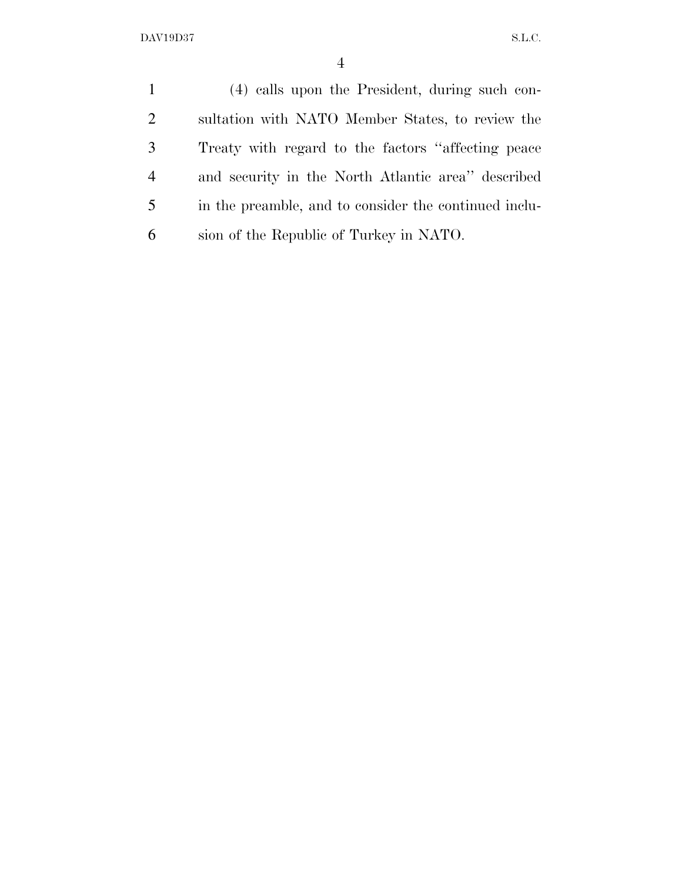(4) calls upon the President, during such consultation with NATO Member States, to review the Treaty with regard to the factors "affecting peace and security in the North Atlantic area" described in the preamble, and to consider the continued inclusion of the Republic of Turkey in NATO.